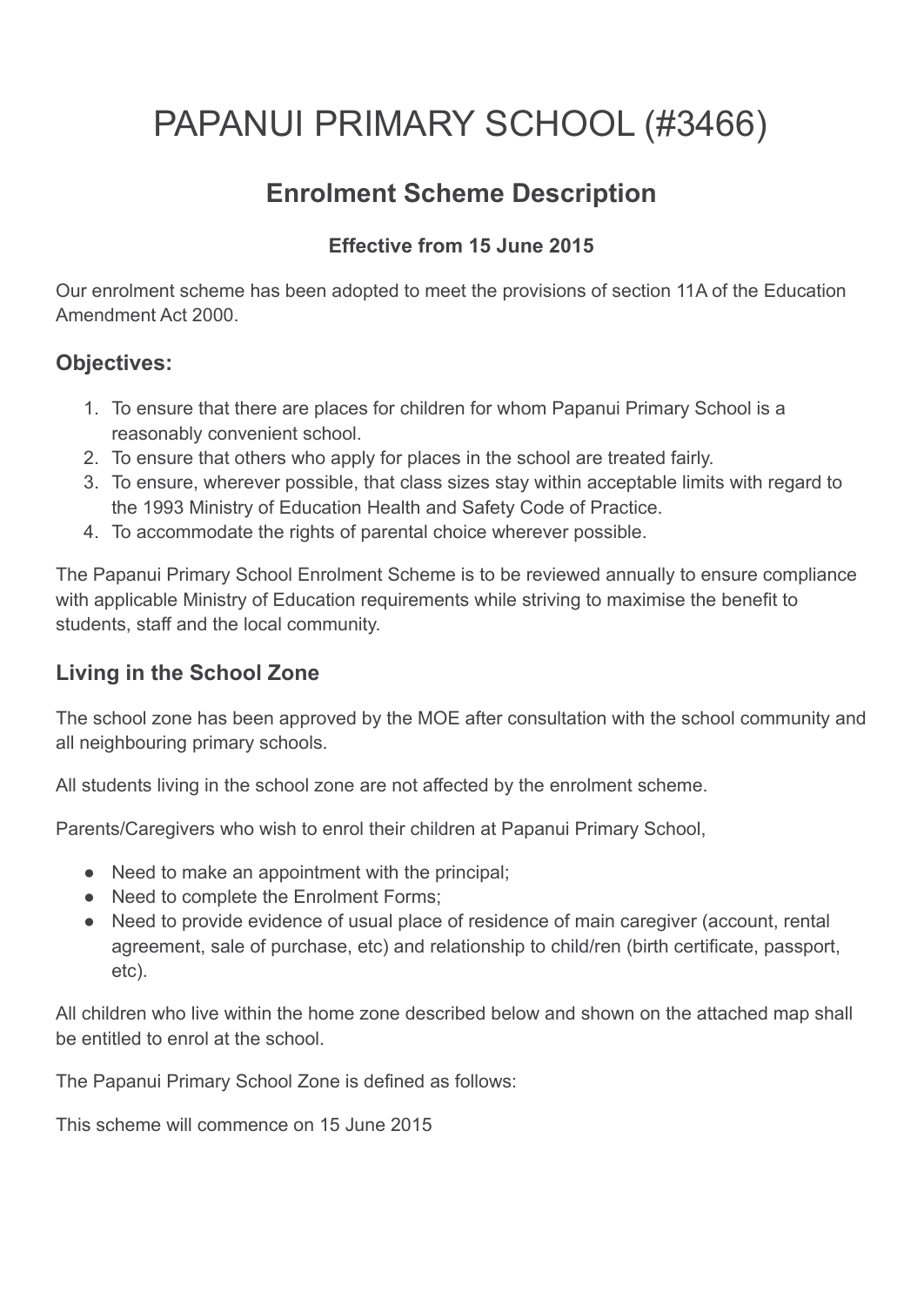# PAPANUI PRIMARY SCHOOL (#3466)

## Enrolment Scheme Description

**Effective from 15 June 2015**

Our enrolment scheme has been adopted to meet the provisions of section 11A of the Education Amendment Act 2000.

### Objectives:

1. To ensure that there are places for children for whom Papanui Primary School is a reasonably convenient school.
2. To ensure that others who apply for places in the school are treated fairly.
3. To ensure, wherever possible, that class sizes stay within acceptable limits with regard to the 1993 Ministry of Education Health and Safety Code of Practice.
4. To accommodate the rights of parental choice wherever possible.

The Papanui Primary School Enrolment Scheme is to be reviewed annually to ensure compliance with applicable Ministry of Education requirements while striving to maximise the benefit to students, staff and the local community.

### Living in the School Zone

The school zone has been approved by the MOE after consultation with the school community and all neighbouring primary schools.

All students living in the school zone are not affected by the enrolment scheme.

Parents/Caregivers who wish to enrol their children at Papanui Primary School,

- Need to make an appointment with the principal;
- Need to complete the Enrolment Forms;
- Need to provide evidence of usual place of residence of main caregiver (account, rental agreement, sale of purchase, etc) and relationship to child/ren (birth certificate, passport, etc).

All children who live within the home zone described below and shown on the attached map shall be entitled to enrol at the school.

The Papanui Primary School Zone is defined as follows:

This scheme will commence on 15 June 2015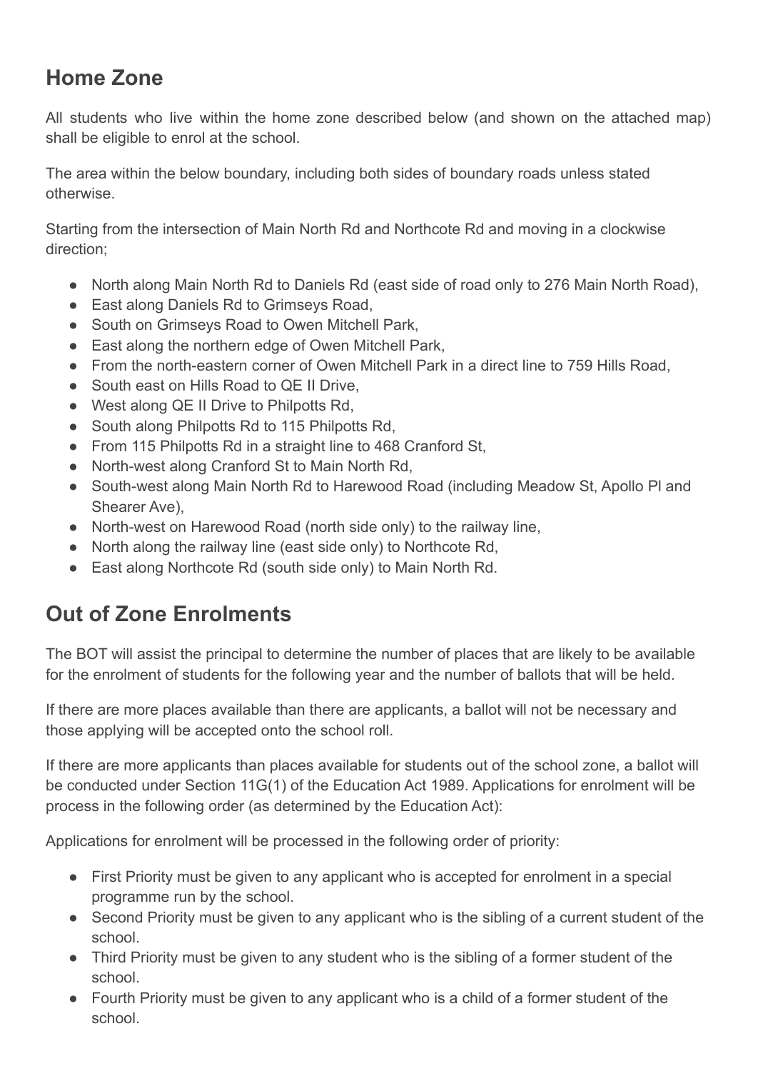## Home Zone

All students who live within the home zone described below (and shown on the attached map) shall be eligible to enrol at the school.

The area within the below boundary, including both sides of boundary roads unless stated otherwise.

Starting from the intersection of Main North Rd and Northcote Rd and moving in a clockwise direction;

- North along Main North Rd to Daniels Rd (east side of road only to 276 Main North Road),
- East along Daniels Rd to Grimseys Road,
- South on Grimseys Road to Owen Mitchell Park,
- East along the northern edge of Owen Mitchell Park,
- From the north-eastern corner of Owen Mitchell Park in a direct line to 759 Hills Road,
- South east on Hills Road to QE II Drive,
- West along QE II Drive to Philpotts Rd,
- South along Philpotts Rd to 115 Philpotts Rd,
- From 115 Philpotts Rd in a straight line to 468 Cranford St,
- North-west along Cranford St to Main North Rd,
- South-west along Main North Rd to Harewood Road (including Meadow St, Apollo Pl and Shearer Ave),
- North-west on Harewood Road (north side only) to the railway line,
- North along the railway line (east side only) to Northcote Rd,
- East along Northcote Rd (south side only) to Main North Rd.

## Out of Zone Enrolments

The BOT will assist the principal to determine the number of places that are likely to be available for the enrolment of students for the following year and the number of ballots that will be held.

If there are more places available than there are applicants, a ballot will not be necessary and those applying will be accepted onto the school roll.

If there are more applicants than places available for students out of the school zone, a ballot will be conducted under Section 11G(1) of the Education Act 1989. Applications for enrolment will be process in the following order (as determined by the Education Act):

Applications for enrolment will be processed in the following order of priority:

- First Priority must be given to any applicant who is accepted for enrolment in a special programme run by the school.
- Second Priority must be given to any applicant who is the sibling of a current student of the school.
- Third Priority must be given to any student who is the sibling of a former student of the school.
- Fourth Priority must be given to any applicant who is a child of a former student of the school.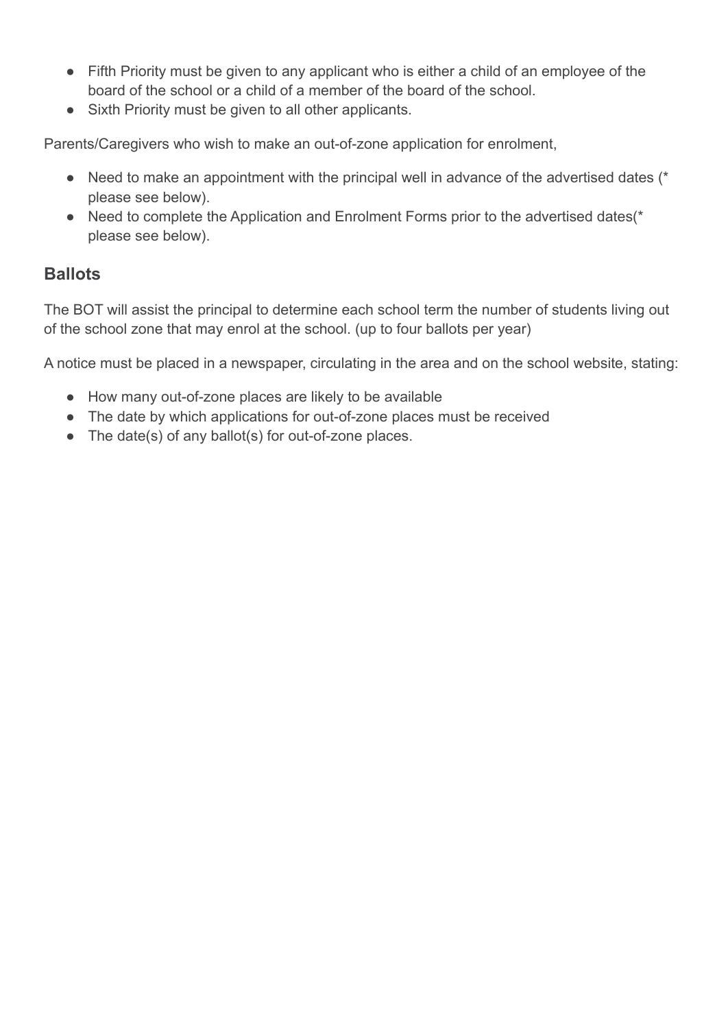- Fifth Priority must be given to any applicant who is either a child of an employee of the board of the school or a child of a member of the board of the school.
- Sixth Priority must be given to all other applicants.

Parents/Caregivers who wish to make an out-of-zone application for enrolment,

- Need to make an appointment with the principal well in advance of the advertised dates (* please see below).
- Need to complete the Application and Enrolment Forms prior to the advertised dates(* please see below).

## Ballots

The BOT will assist the principal to determine each school term the number of students living out of the school zone that may enrol at the school. (up to four ballots per year)

A notice must be placed in a newspaper, circulating in the area and on the school website, stating:

- How many out-of-zone places are likely to be available
- The date by which applications for out-of-zone places must be received
- The date(s) of any ballot(s) for out-of-zone places.